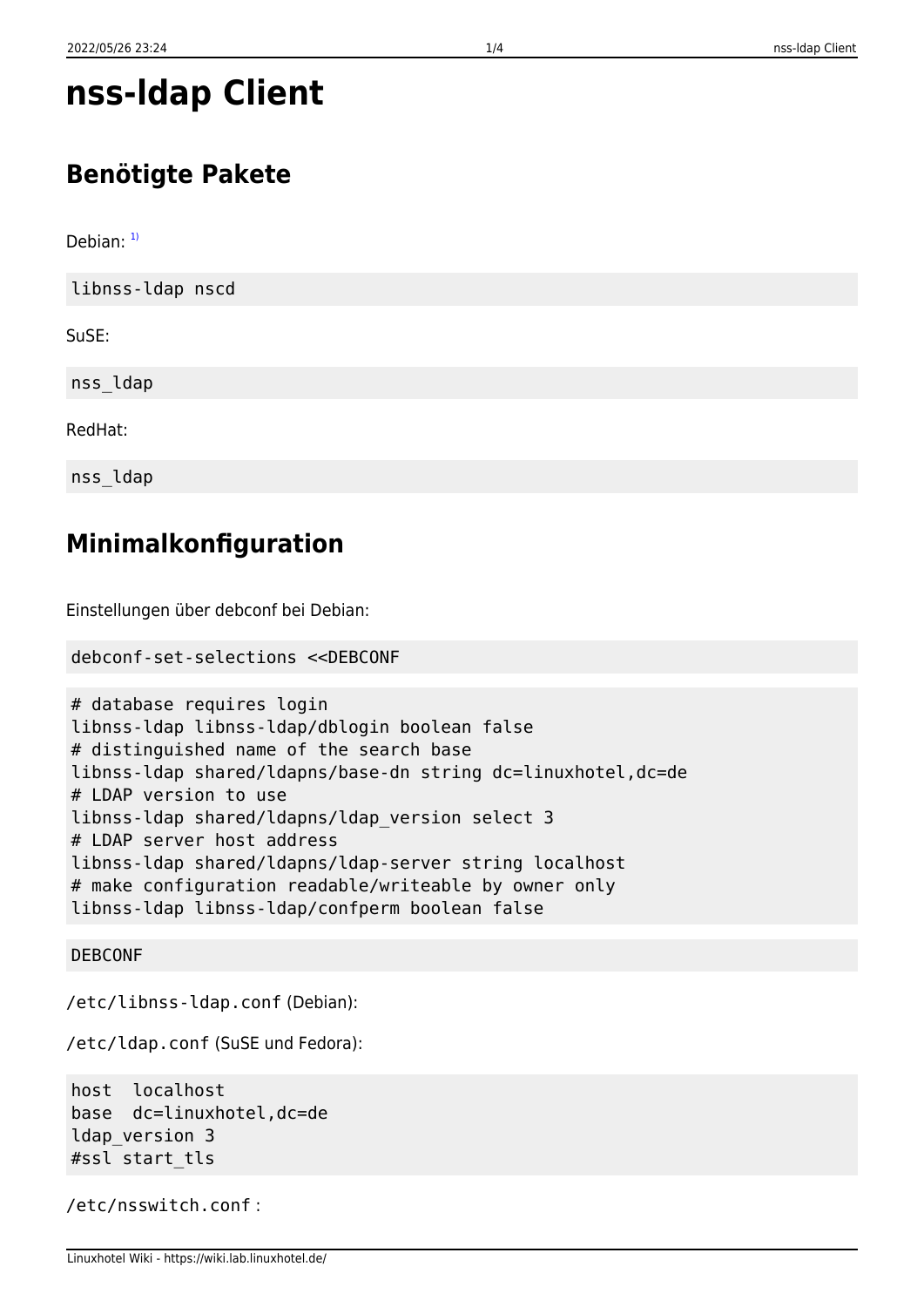# nss-ldap Client

## Benötigte Pakete

Debian: [1]

```
libnss-ldap nscd
```

SuSE:

```
nss_ldap
```

RedHat:

```
nss_ldap
```

## Minimalkonfiguration

Einstellungen über debconf bei Debian:

```
debconf-set-selections <<DEBCONF
```

```
# database requires login
libnss-ldap libnss-ldap/dblogin boolean false
# distinguished name of the search base
libnss-ldap shared/ldapns/base-dn string dc=linuxhotel,dc=de
# LDAP version to use
libnss-ldap shared/ldapns/ldap_version select 3
# LDAP server host address
libnss-ldap shared/ldapns/ldap-server string localhost
# make configuration readable/writeable by owner only
libnss-ldap libnss-ldap/confperm boolean false
```

```
DEBCONF
```

`/etc/libnss-ldap.conf` (Debian):

`/etc/ldap.conf` (SuSE und Fedora):

```
host  localhost
base  dc=linuxhotel,dc=de
ldap_version 3
#ssl start_tls
```

`/etc/nsswitch.conf` :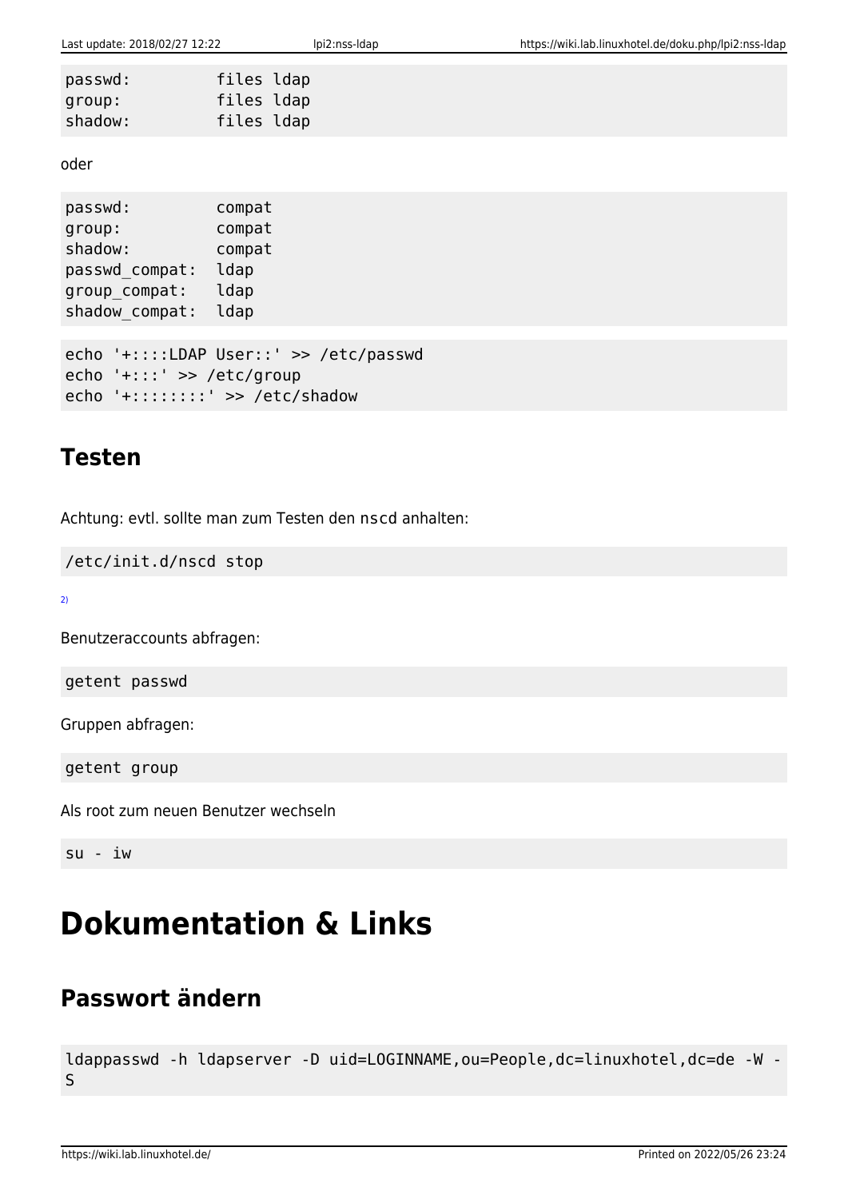```
passwd:         files ldap
group:          files ldap
shadow:         files ldap
```

oder

```
passwd:         compat
group:          compat
shadow:         compat
passwd_compat:  ldap
group_compat:   ldap
shadow_compat:  ldap
```

```
echo '+::::LDAP User::' >> /etc/passwd
echo '+:::' >> /etc/group
echo '+::::::::' >> /etc/shadow
```

## Testen

Achtung: evtl. sollte man zum Testen den `nscd` anhalten:

```
/etc/init.d/nscd stop
```

[2)]

Benutzeraccounts abfragen:

```
getent passwd
```

Gruppen abfragen:

```
getent group
```

Als root zum neuen Benutzer wechseln

```
su - iw
```

# Dokumentation & Links

## Passwort ändern

```
ldappasswd -h ldapserver -D uid=LOGINNAME,ou=People,dc=linuxhotel,dc=de -W -S
```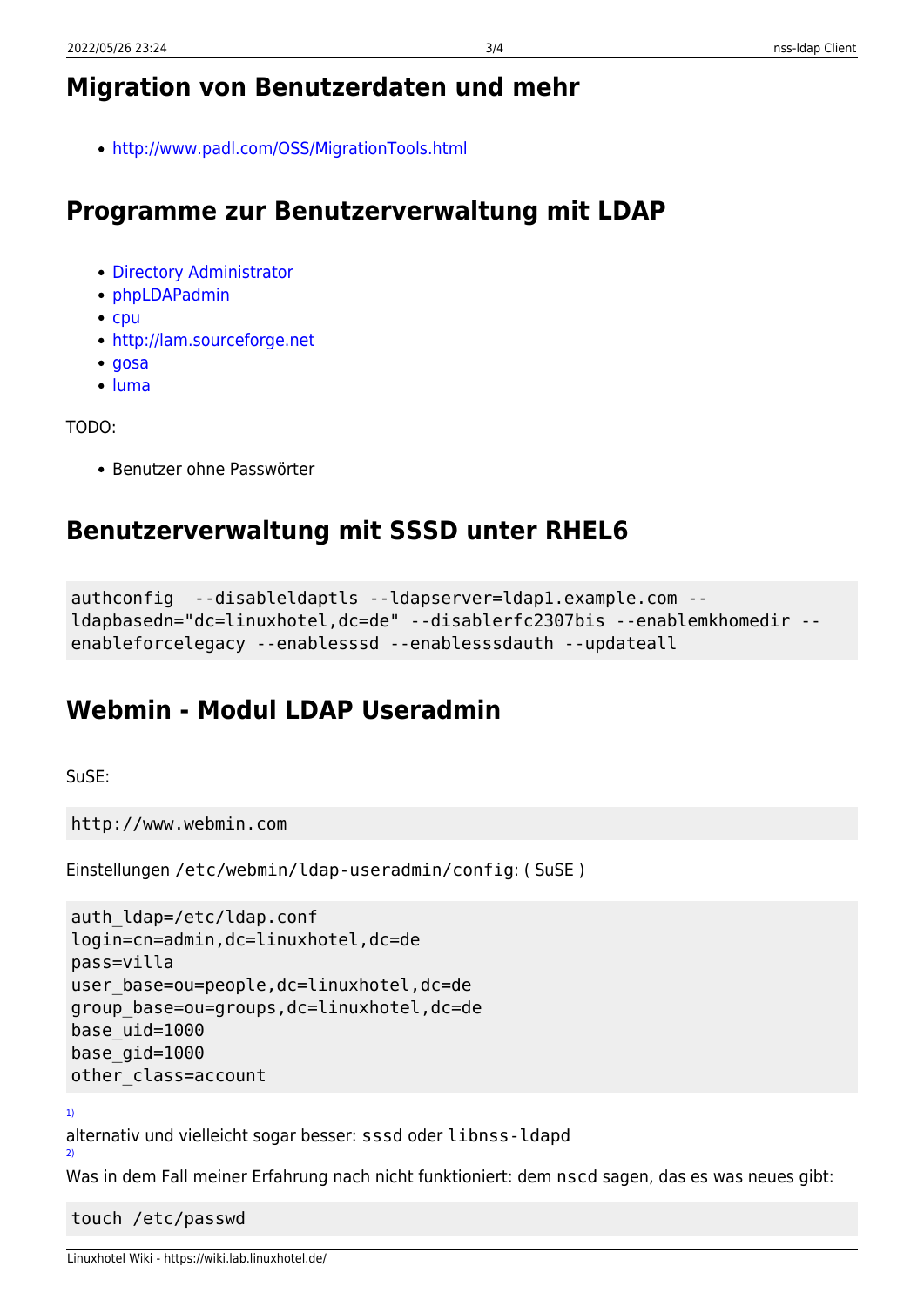## Migration von Benutzerdaten und mehr

- http://www.padl.com/OSS/MigrationTools.html

## Programme zur Benutzerverwaltung mit LDAP

- Directory Administrator
- phpLDAPadmin
- cpu
- http://lam.sourceforge.net
- gosa
- luma

TODO:

- Benutzer ohne Passwörter

## Benutzerverwaltung mit SSSD unter RHEL6

```
authconfig  --disableldaptls --ldapserver=ldap1.example.com --
ldapbasedn="dc=linuxhotel,dc=de" --disablerfc2307bis --enablemkhomedir --
enableforcelegacy --enablesssd --enablesssdauth --updateall
```

## Webmin - Modul LDAP Useradmin

SuSE:

```
http://www.webmin.com
```

Einstellungen `/etc/webmin/ldap-useradmin/config`: ( SuSE )

```
auth_ldap=/etc/ldap.conf
login=cn=admin,dc=linuxhotel,dc=de
pass=villa
user_base=ou=people,dc=linuxhotel,dc=de
group_base=ou=groups,dc=linuxhotel,dc=de
base_uid=1000
base_gid=1000
other_class=account
```

[1] alternativ und vielleicht sogar besser: `sssd` oder `libnss-ldapd`

[2] Was in dem Fall meiner Erfahrung nach nicht funktioniert: dem `nscd` sagen, das es was neues gibt:

```
touch /etc/passwd
```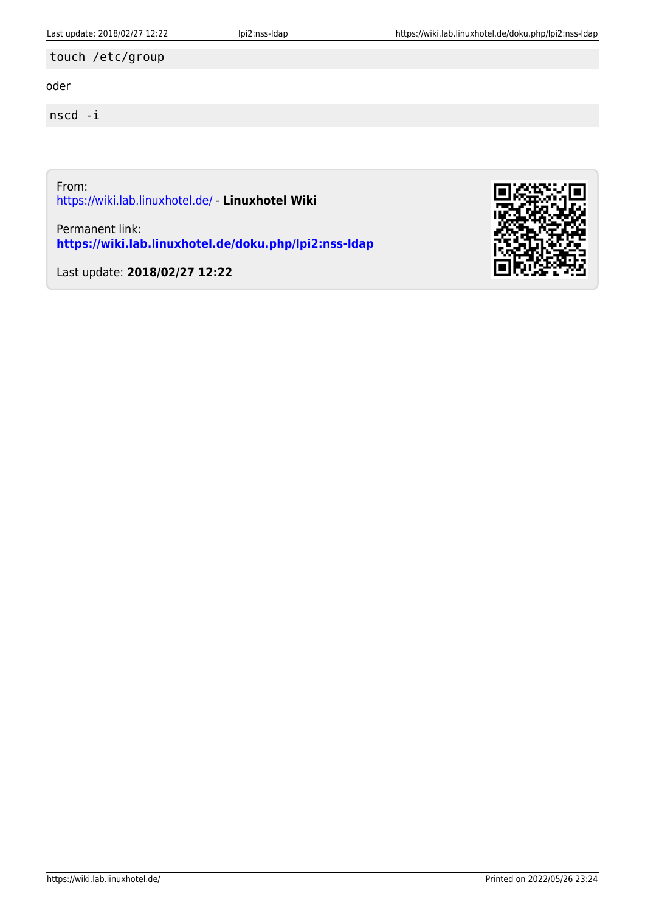```
touch /etc/group
```

oder

```
nscd -i
```

From:
https://wiki.lab.linuxhotel.de/ - **Linuxhotel Wiki**

Permanent link:
**https://wiki.lab.linuxhotel.de/doku.php/lpi2:nss-ldap**

Last update: **2018/02/27 12:22**